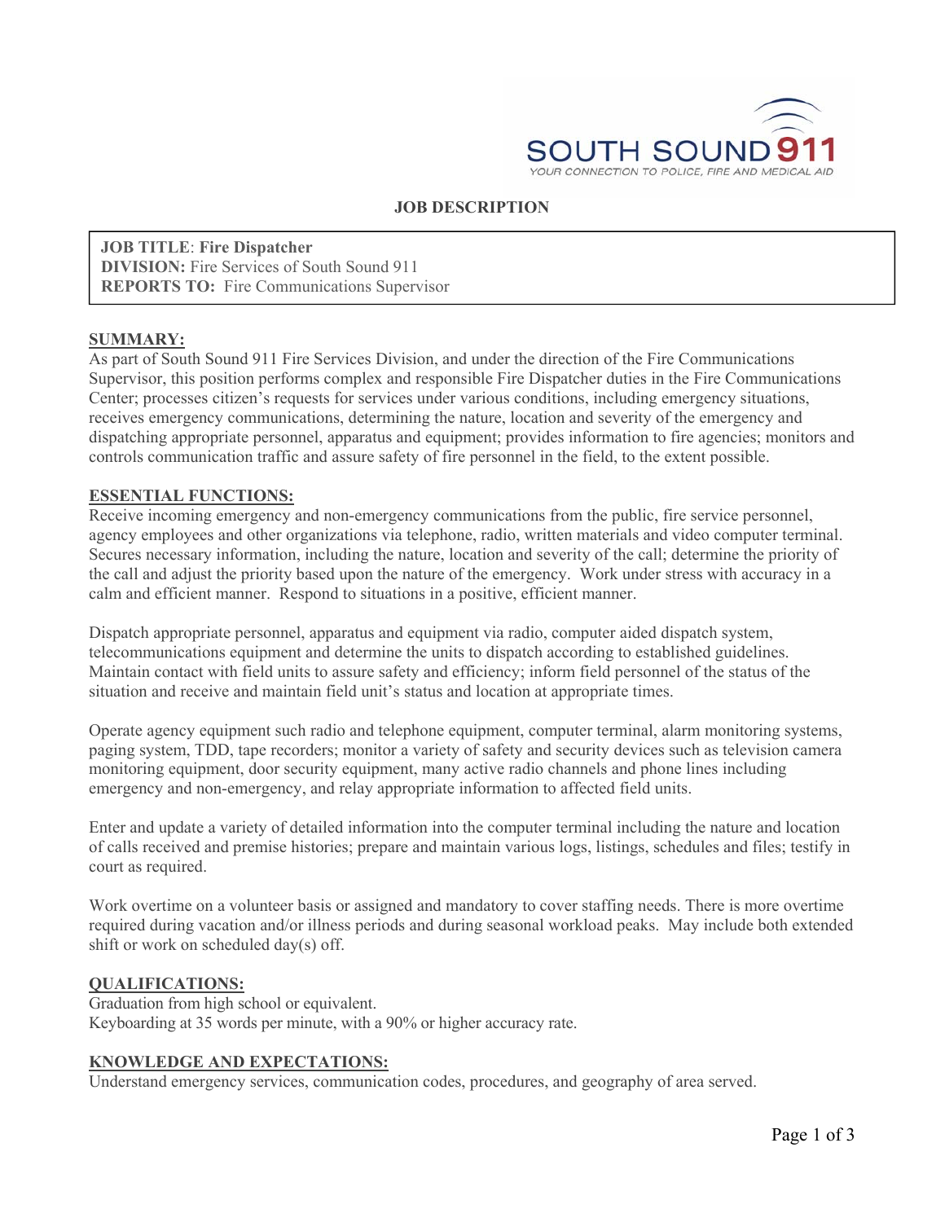SOUTH SOUND 911
YOUR CONNECTION TO POLICE, FIRE AND MEDICAL AID

# JOB DESCRIPTION

**JOB TITLE**: **Fire Dispatcher**
**DIVISION:** Fire Services of South Sound 911
**REPORTS TO:** Fire Communications Supervisor

## SUMMARY:

As part of South Sound 911 Fire Services Division, and under the direction of the Fire Communications Supervisor, this position performs complex and responsible Fire Dispatcher duties in the Fire Communications Center; processes citizen's requests for services under various conditions, including emergency situations, receives emergency communications, determining the nature, location and severity of the emergency and dispatching appropriate personnel, apparatus and equipment; provides information to fire agencies; monitors and controls communication traffic and assure safety of fire personnel in the field, to the extent possible.

## ESSENTIAL FUNCTIONS:

Receive incoming emergency and non-emergency communications from the public, fire service personnel, agency employees and other organizations via telephone, radio, written materials and video computer terminal. Secures necessary information, including the nature, location and severity of the call; determine the priority of the call and adjust the priority based upon the nature of the emergency. Work under stress with accuracy in a calm and efficient manner. Respond to situations in a positive, efficient manner.

Dispatch appropriate personnel, apparatus and equipment via radio, computer aided dispatch system, telecommunications equipment and determine the units to dispatch according to established guidelines. Maintain contact with field units to assure safety and efficiency; inform field personnel of the status of the situation and receive and maintain field unit's status and location at appropriate times.

Operate agency equipment such radio and telephone equipment, computer terminal, alarm monitoring systems, paging system, TDD, tape recorders; monitor a variety of safety and security devices such as television camera monitoring equipment, door security equipment, many active radio channels and phone lines including emergency and non-emergency, and relay appropriate information to affected field units.

Enter and update a variety of detailed information into the computer terminal including the nature and location of calls received and premise histories; prepare and maintain various logs, listings, schedules and files; testify in court as required.

Work overtime on a volunteer basis or assigned and mandatory to cover staffing needs. There is more overtime required during vacation and/or illness periods and during seasonal workload peaks. May include both extended shift or work on scheduled day(s) off.

## QUALIFICATIONS:

Graduation from high school or equivalent.
Keyboarding at 35 words per minute, with a 90% or higher accuracy rate.

## KNOWLEDGE AND EXPECTATIONS:

Understand emergency services, communication codes, procedures, and geography of area served.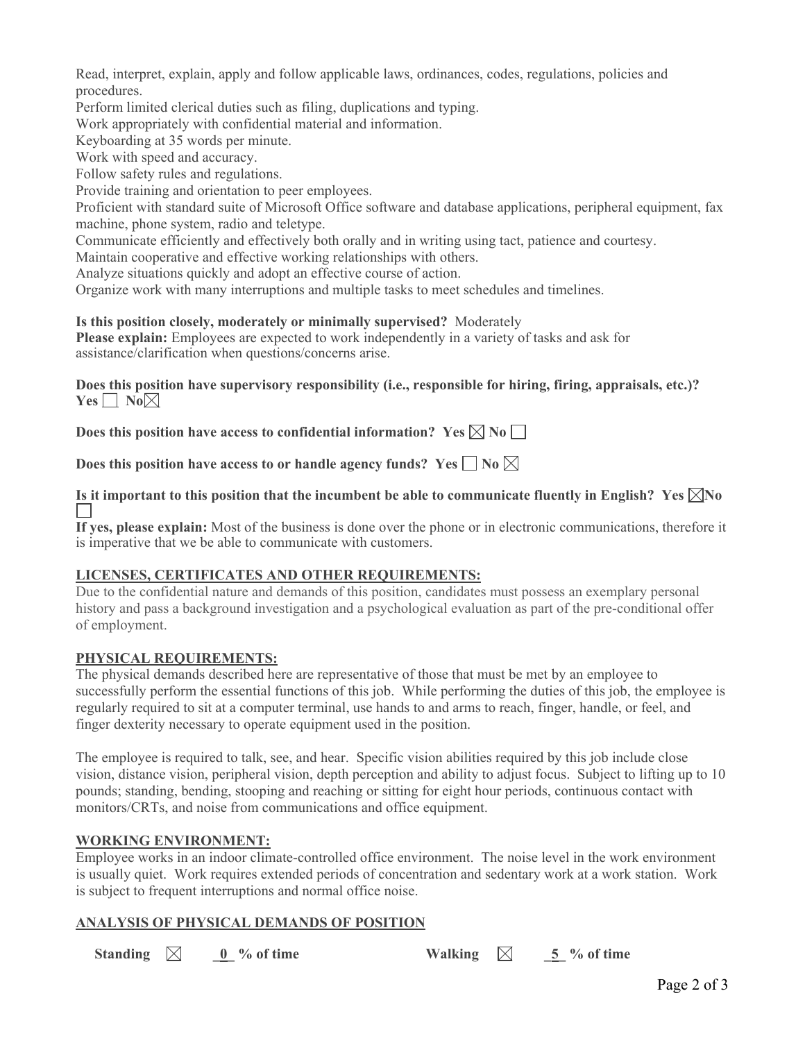Read, interpret, explain, apply and follow applicable laws, ordinances, codes, regulations, policies and procedures.

Perform limited clerical duties such as filing, duplications and typing.

Work appropriately with confidential material and information.

Keyboarding at 35 words per minute.

Work with speed and accuracy.

Follow safety rules and regulations.

Provide training and orientation to peer employees.

Proficient with standard suite of Microsoft Office software and database applications, peripheral equipment, fax machine, phone system, radio and teletype.

Communicate efficiently and effectively both orally and in writing using tact, patience and courtesy.

Maintain cooperative and effective working relationships with others.

Analyze situations quickly and adopt an effective course of action.

Organize work with many interruptions and multiple tasks to meet schedules and timelines.

**Is this position closely, moderately or minimally supervised?** Moderately

**Please explain:** Employees are expected to work independently in a variety of tasks and ask for assistance/clarification when questions/concerns arise.

**Does this position have supervisory responsibility (i.e., responsible for hiring, firing, appraisals, etc.)?** **Yes** ☐ **No** ☒

**Does this position have access to confidential information? Yes** ☒ **No** ☐

**Does this position have access to or handle agency funds? Yes** ☐ **No** ☒

**Is it important to this position that the incumbent be able to communicate fluently in English? Yes** ☒**No** ☐

**If yes, please explain:** Most of the business is done over the phone or in electronic communications, therefore it is imperative that we be able to communicate with customers.

## LICENSES, CERTIFICATES AND OTHER REQUIREMENTS:

Due to the confidential nature and demands of this position, candidates must possess an exemplary personal history and pass a background investigation and a psychological evaluation as part of the pre-conditional offer of employment.

## PHYSICAL REQUIREMENTS:

The physical demands described here are representative of those that must be met by an employee to successfully perform the essential functions of this job. While performing the duties of this job, the employee is regularly required to sit at a computer terminal, use hands to and arms to reach, finger, handle, or feel, and finger dexterity necessary to operate equipment used in the position.

The employee is required to talk, see, and hear. Specific vision abilities required by this job include close vision, distance vision, peripheral vision, depth perception and ability to adjust focus. Subject to lifting up to 10 pounds; standing, bending, stooping and reaching or sitting for eight hour periods, continuous contact with monitors/CRTs, and noise from communications and office equipment.

## WORKING ENVIRONMENT:

Employee works in an indoor climate-controlled office environment. The noise level in the work environment is usually quiet. Work requires extended periods of concentration and sedentary work at a work station. Work is subject to frequent interruptions and normal office noise.

## ANALYSIS OF PHYSICAL DEMANDS OF POSITION

**Standing** ☒ **_0_ % of time** **Walking** ☒ **_5_ % of time**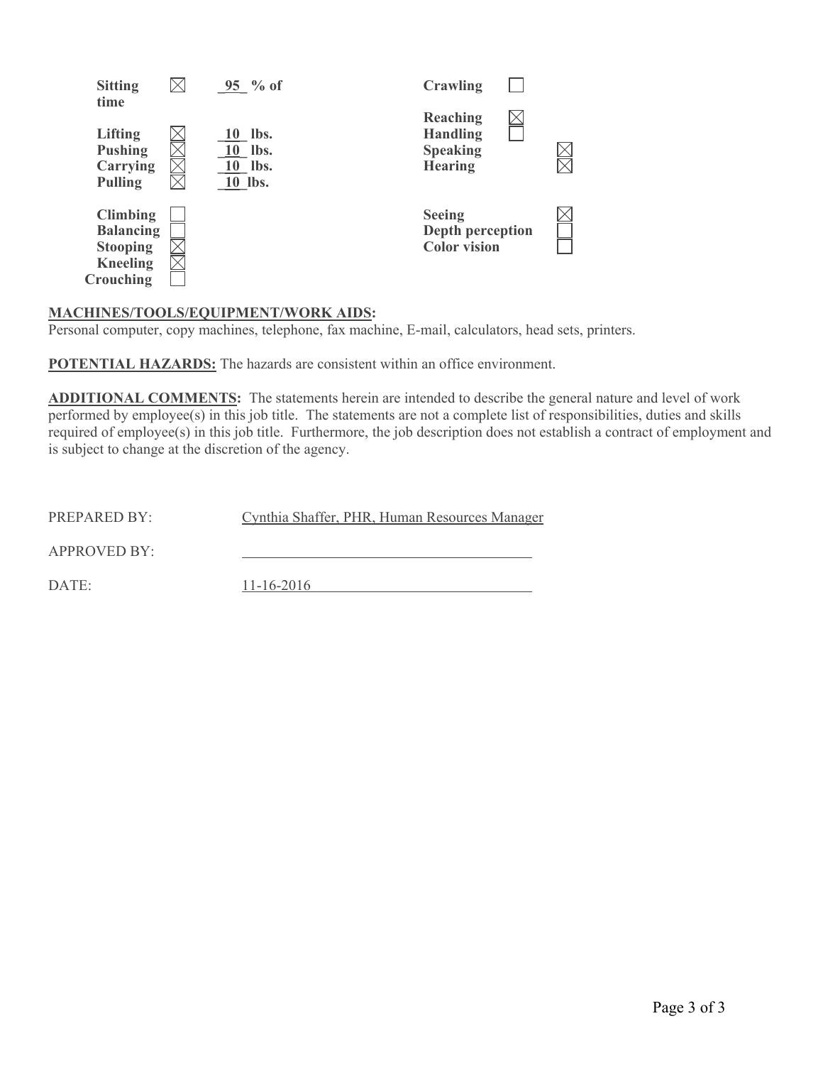| | | | | | |
|---|---|---|---|---|---|
| **Sitting time** | ☒ | **_95_ % of** | **Crawling** | ☐ | |
| **Lifting** | ☒ | **_10_ lbs.** | **Reaching** | ☒ | |
| **Pushing** | ☒ | **_10_ lbs.** | **Handling** | ☐ | |
| **Carrying** | ☒ | **_10_ lbs.** | **Speaking** | | ☒ |
| **Pulling** | ☒ | **_10_ lbs.** | **Hearing** | | ☒ |
| **Climbing** | ☐ | | **Seeing** | | ☒ |
| **Balancing** | ☐ | | **Depth perception** | | ☐ |
| **Stooping** | ☒ | | **Color vision** | | ☐ |
| **Kneeling** | ☒ | | | | |
| **Crouching** | ☐ | | | | |

**MACHINES/TOOLS/EQUIPMENT/WORK AIDS:**
Personal computer, copy machines, telephone, fax machine, E-mail, calculators, head sets, printers.

**POTENTIAL HAZARDS:** The hazards are consistent within an office environment.

**ADDITIONAL COMMENTS:** The statements herein are intended to describe the general nature and level of work performed by employee(s) in this job title. The statements are not a complete list of responsibilities, duties and skills required of employee(s) in this job title. Furthermore, the job description does not establish a contract of employment and is subject to change at the discretion of the agency.

PREPARED BY: Cynthia Shaffer, PHR, Human Resources Manager

APPROVED BY: ______________________

DATE: 11-16-2016